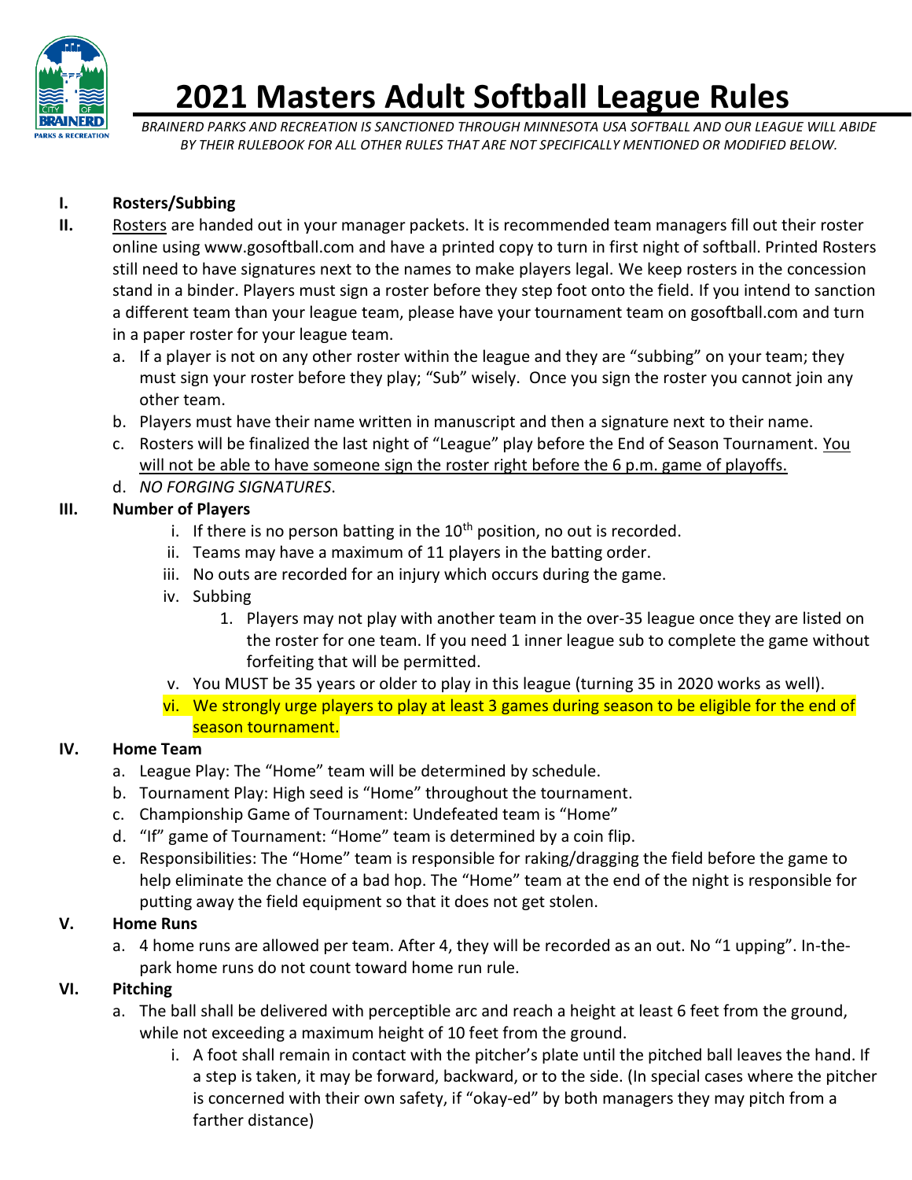# 2021 Masters Adult Softball League Rules

*BRAINERD PARKS AND RECREATION IS SANCTIONED THROUGH MINNESOTA USA SOFTBALL AND OUR LEAGUE WILL ABIDE BY THEIR RULEBOOK FOR ALL OTHER RULES THAT ARE NOT SPECIFICALLY MENTIONED OR MODIFIED BELOW.*

**I. Rosters/Subbing**

**II.** Rosters are handed out in your manager packets. It is recommended team managers fill out their roster online using www.gosoftball.com and have a printed copy to turn in first night of softball. Printed Rosters still need to have signatures next to the names to make players legal. We keep rosters in the concession stand in a binder. Players must sign a roster before they step foot onto the field. If you intend to sanction a different team than your league team, please have your tournament team on gosoftball.com and turn in a paper roster for your league team.

a. If a player is not on any other roster within the league and they are "subbing" on your team; they must sign your roster before they play; "Sub" wisely. Once you sign the roster you cannot join any other team.

b. Players must have their name written in manuscript and then a signature next to their name.

c. Rosters will be finalized the last night of "League" play before the End of Season Tournament. You will not be able to have someone sign the roster right before the 6 p.m. game of playoffs.

d. *NO FORGING SIGNATURES*.

**III. Number of Players**

i. If there is no person batting in the 10th position, no out is recorded.

ii. Teams may have a maximum of 11 players in the batting order.

iii. No outs are recorded for an injury which occurs during the game.

iv. Subbing

1. Players may not play with another team in the over-35 league once they are listed on the roster for one team. If you need 1 inner league sub to complete the game without forfeiting that will be permitted.

v. You MUST be 35 years or older to play in this league (turning 35 in 2020 works as well).

vi. We strongly urge players to play at least 3 games during season to be eligible for the end of season tournament.

**IV. Home Team**

a. League Play: The "Home" team will be determined by schedule.

b. Tournament Play: High seed is "Home" throughout the tournament.

c. Championship Game of Tournament: Undefeated team is "Home"

d. "If" game of Tournament: "Home" team is determined by a coin flip.

e. Responsibilities: The "Home" team is responsible for raking/dragging the field before the game to help eliminate the chance of a bad hop. The "Home" team at the end of the night is responsible for putting away the field equipment so that it does not get stolen.

**V. Home Runs**

a. 4 home runs are allowed per team. After 4, they will be recorded as an out. No "1 upping". In-the-park home runs do not count toward home run rule.

**VI. Pitching**

a. The ball shall be delivered with perceptible arc and reach a height at least 6 feet from the ground, while not exceeding a maximum height of 10 feet from the ground.

i. A foot shall remain in contact with the pitcher's plate until the pitched ball leaves the hand. If a step is taken, it may be forward, backward, or to the side. (In special cases where the pitcher is concerned with their own safety, if "okay-ed" by both managers they may pitch from a farther distance)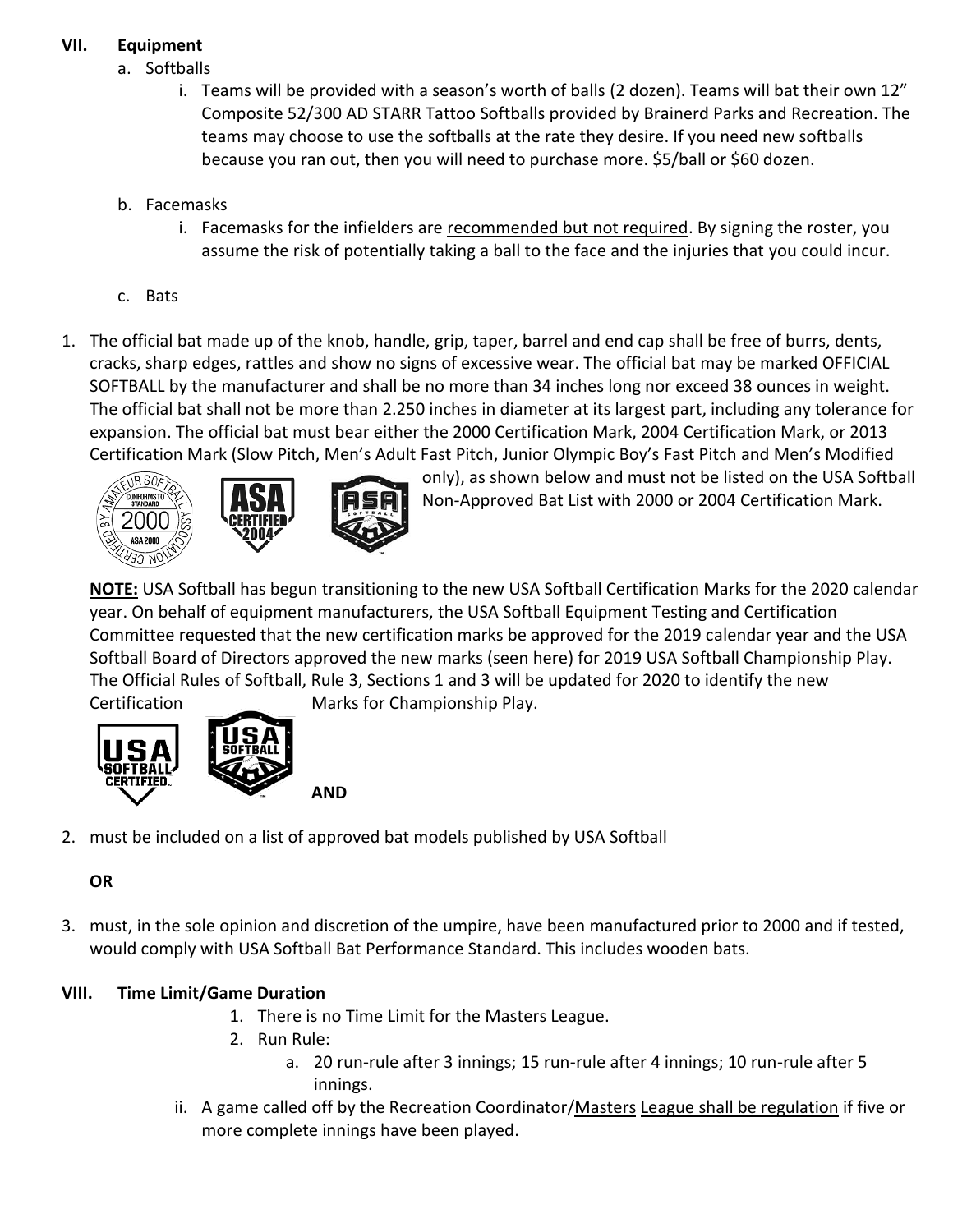## VII. Equipment

a. Softballs

i. Teams will be provided with a season's worth of balls (2 dozen). Teams will bat their own 12" Composite 52/300 AD STARR Tattoo Softballs provided by Brainerd Parks and Recreation. The teams may choose to use the softballs at the rate they desire. If you need new softballs because you ran out, then you will need to purchase more. $5/ball or $60 dozen.

b. Facemasks

i. Facemasks for the infielders are recommended but not required. By signing the roster, you assume the risk of potentially taking a ball to the face and the injuries that you could incur.

c. Bats

1. The official bat made up of the knob, handle, grip, taper, barrel and end cap shall be free of burrs, dents, cracks, sharp edges, rattles and show no signs of excessive wear. The official bat may be marked OFFICIAL SOFTBALL by the manufacturer and shall be no more than 34 inches long nor exceed 38 ounces in weight. The official bat shall not be more than 2.250 inches in diameter at its largest part, including any tolerance for expansion. The official bat must bear either the 2000 Certification Mark, 2004 Certification Mark, or 2013 Certification Mark (Slow Pitch, Men's Adult Fast Pitch, Junior Olympic Boy's Fast Pitch and Men's Modified only), as shown below and must not be listed on the USA Softball Non-Approved Bat List with 2000 or 2004 Certification Mark.

**NOTE:** USA Softball has begun transitioning to the new USA Softball Certification Marks for the 2020 calendar year. On behalf of equipment manufacturers, the USA Softball Equipment Testing and Certification Committee requested that the new certification marks be approved for the 2019 calendar year and the USA Softball Board of Directors approved the new marks (seen here) for 2019 USA Softball Championship Play. The Official Rules of Softball, Rule 3, Sections 1 and 3 will be updated for 2020 to identify the new Certification Marks for Championship Play.

**AND**

2. must be included on a list of approved bat models published by USA Softball

**OR**

3. must, in the sole opinion and discretion of the umpire, have been manufactured prior to 2000 and if tested, would comply with USA Softball Bat Performance Standard. This includes wooden bats.

## VIII. Time Limit/Game Duration

1. There is no Time Limit for the Masters League.
2. Run Rule:
   a. 20 run-rule after 3 innings; 15 run-rule after 4 innings; 10 run-rule after 5 innings.

ii. A game called off by the Recreation Coordinator/Masters League shall be regulation if five or more complete innings have been played.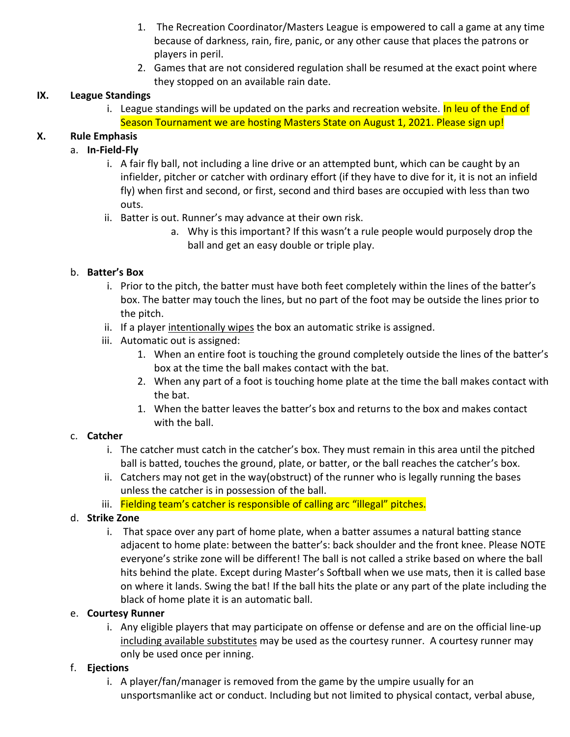1. The Recreation Coordinator/Masters League is empowered to call a game at any time because of darkness, rain, fire, panic, or any other cause that places the patrons or players in peril.
2. Games that are not considered regulation shall be resumed at the exact point where they stopped on an available rain date.

## IX. League Standings

i. League standings will be updated on the parks and recreation website. In leu of the End of Season Tournament we are hosting Masters State on August 1, 2021. Please sign up!

## X. Rule Emphasis

a. **In-Field-Fly**

i. A fair fly ball, not including a line drive or an attempted bunt, which can be caught by an infielder, pitcher or catcher with ordinary effort (if they have to dive for it, it is not an infield fly) when first and second, or first, second and third bases are occupied with less than two outs.

ii. Batter is out. Runner's may advance at their own risk.

a. Why is this important? If this wasn't a rule people would purposely drop the ball and get an easy double or triple play.

b. **Batter's Box**

i. Prior to the pitch, the batter must have both feet completely within the lines of the batter's box. The batter may touch the lines, but no part of the foot may be outside the lines prior to the pitch.

ii. If a player intentionally wipes the box an automatic strike is assigned.

iii. Automatic out is assigned:

1. When an entire foot is touching the ground completely outside the lines of the batter's box at the time the ball makes contact with the bat.
2. When any part of a foot is touching home plate at the time the ball makes contact with the bat.
1. When the batter leaves the batter's box and returns to the box and makes contact with the ball.

c. **Catcher**

i. The catcher must catch in the catcher's box. They must remain in this area until the pitched ball is batted, touches the ground, plate, or batter, or the ball reaches the catcher's box.

ii. Catchers may not get in the way(obstruct) of the runner who is legally running the bases unless the catcher is in possession of the ball.

iii. Fielding team's catcher is responsible of calling arc "illegal" pitches.

d. **Strike Zone**

i. That space over any part of home plate, when a batter assumes a natural batting stance adjacent to home plate: between the batter's: back shoulder and the front knee. Please NOTE everyone's strike zone will be different! The ball is not called a strike based on where the ball hits behind the plate. Except during Master's Softball when we use mats, then it is called base on where it lands. Swing the bat! If the ball hits the plate or any part of the plate including the black of home plate it is an automatic ball.

e. **Courtesy Runner**

i. Any eligible players that may participate on offense or defense and are on the official line-up including available substitutes may be used as the courtesy runner. A courtesy runner may only be used once per inning.

f. **Ejections**

i. A player/fan/manager is removed from the game by the umpire usually for an unsportsmanlike act or conduct. Including but not limited to physical contact, verbal abuse,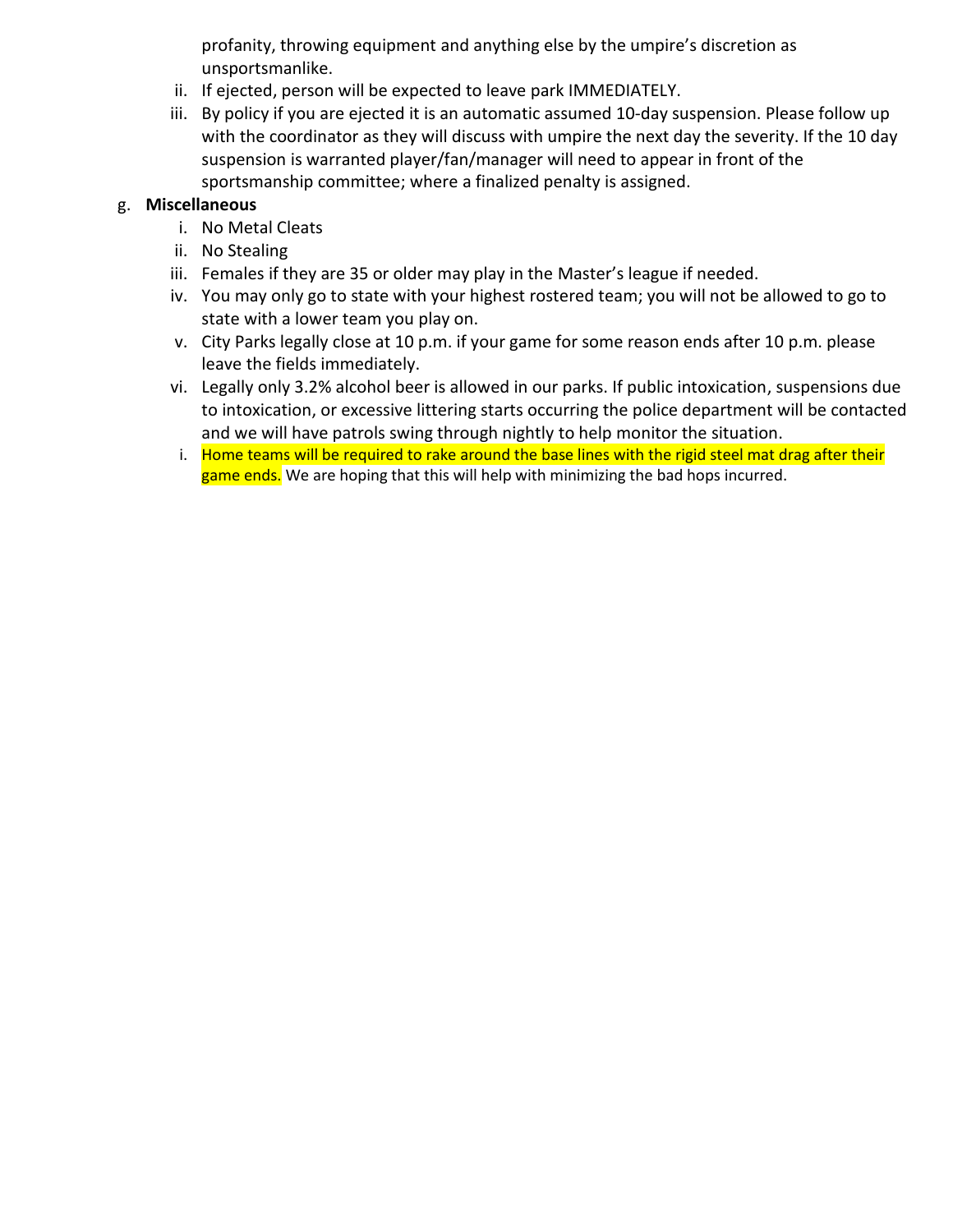profanity, throwing equipment and anything else by the umpire's discretion as unsportsmanlike.

ii. If ejected, person will be expected to leave park IMMEDIATELY.

iii. By policy if you are ejected it is an automatic assumed 10-day suspension. Please follow up with the coordinator as they will discuss with umpire the next day the severity. If the 10 day suspension is warranted player/fan/manager will need to appear in front of the sportsmanship committee; where a finalized penalty is assigned.

g. **Miscellaneous**

i. No Metal Cleats

ii. No Stealing

iii. Females if they are 35 or older may play in the Master's league if needed.

iv. You may only go to state with your highest rostered team; you will not be allowed to go to state with a lower team you play on.

v. City Parks legally close at 10 p.m. if your game for some reason ends after 10 p.m. please leave the fields immediately.

vi. Legally only 3.2% alcohol beer is allowed in our parks. If public intoxication, suspensions due to intoxication, or excessive littering starts occurring the police department will be contacted and we will have patrols swing through nightly to help monitor the situation.

i. Home teams will be required to rake around the base lines with the rigid steel mat drag after their game ends. We are hoping that this will help with minimizing the bad hops incurred.